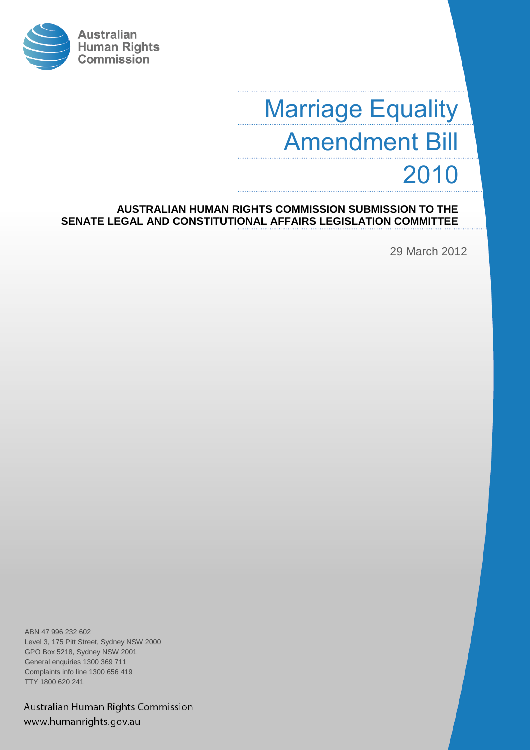Australian Human Rights Commission

# Marriage Equality Amendment Bill 2010

**AUSTRALIAN HUMAN RIGHTS COMMISSION SUBMISSION TO THE SENATE LEGAL AND CONSTITUTIONAL AFFAIRS LEGISLATION COMMITTEE**

29 March 2012

ABN 47 996 232 602
Level 3, 175 Pitt Street, Sydney NSW 2000
GPO Box 5218, Sydney NSW 2001
General enquiries 1300 369 711
Complaints info line 1300 656 419
TTY 1800 620 241

Australian Human Rights Commission
www.humanrights.gov.au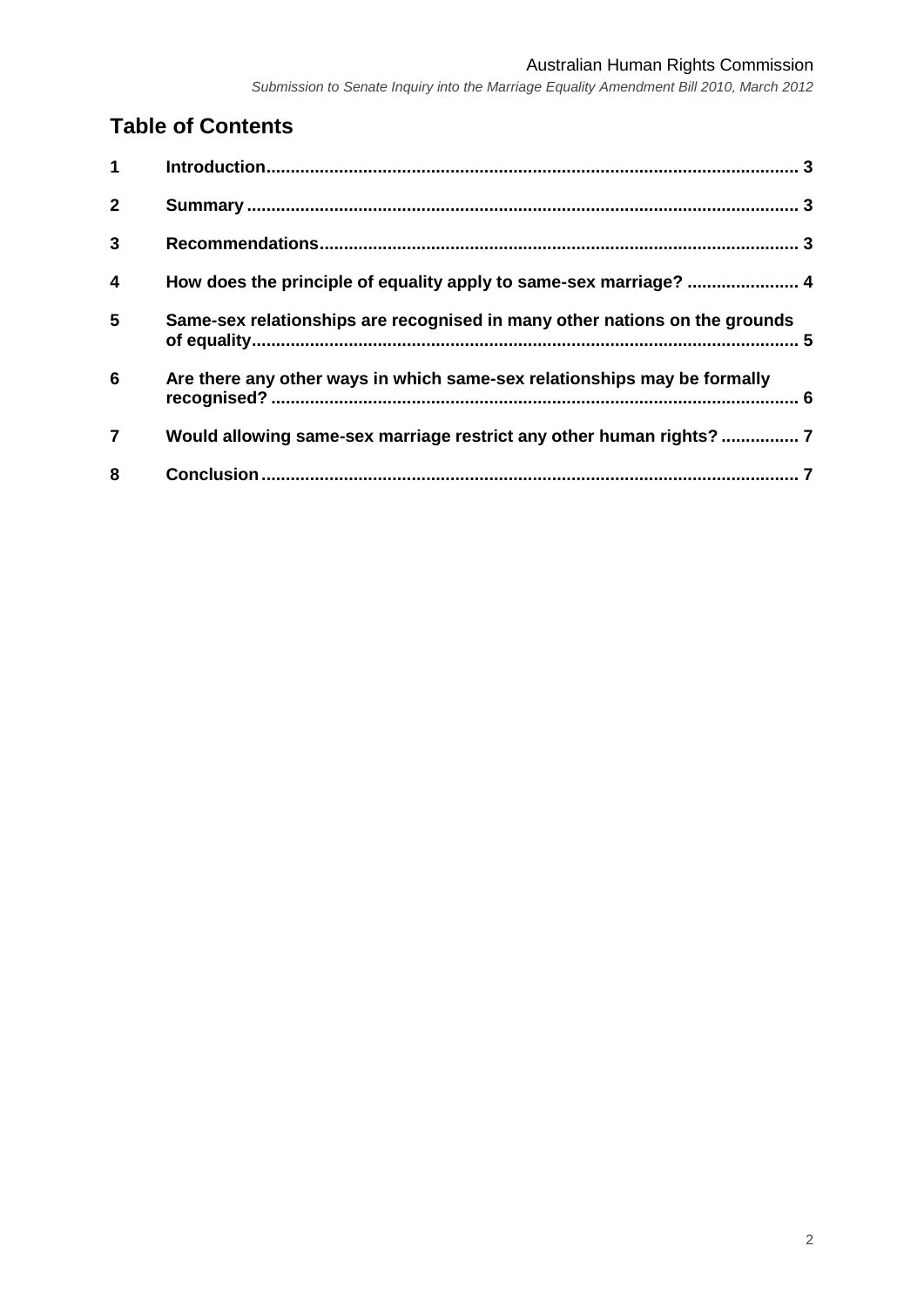## Table of Contents

| | | |
|---|---|---|
| **1** | **Introduction** | **3** |
| **2** | **Summary** | **3** |
| **3** | **Recommendations** | **3** |
| **4** | **How does the principle of equality apply to same-sex marriage?** | **4** |
| **5** | **Same-sex relationships are recognised in many other nations on the grounds of equality** | **5** |
| **6** | **Are there any other ways in which same-sex relationships may be formally recognised?** | **6** |
| **7** | **Would allowing same-sex marriage restrict any other human rights?** | **7** |
| **8** | **Conclusion** | **7** |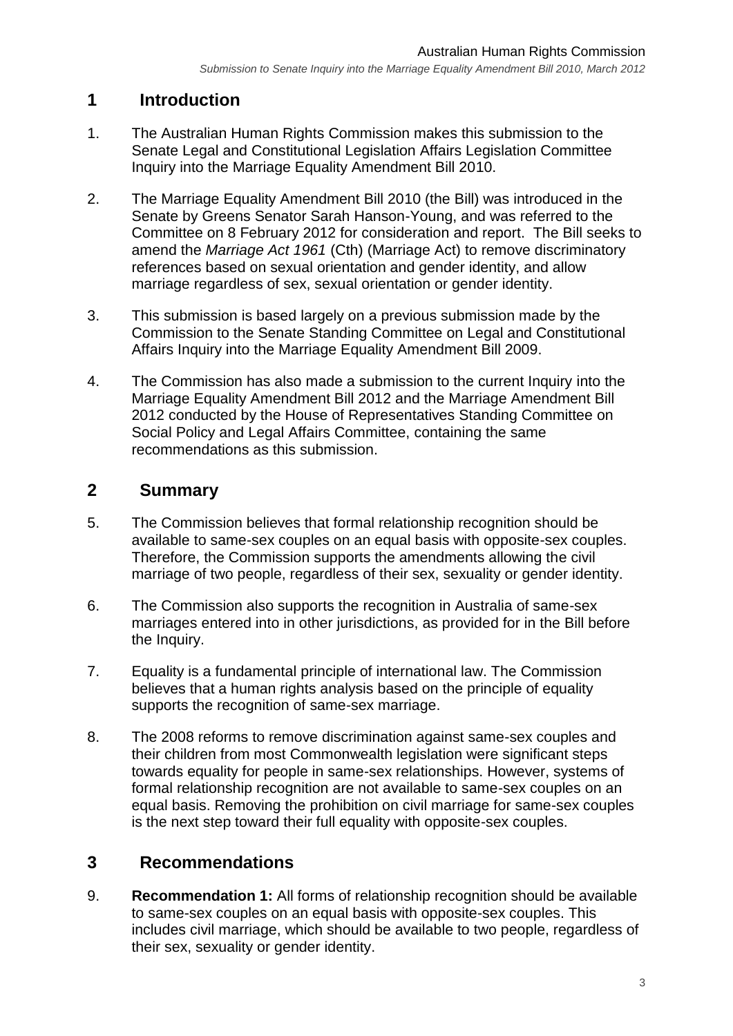## 1 Introduction

1. The Australian Human Rights Commission makes this submission to the Senate Legal and Constitutional Legislation Affairs Legislation Committee Inquiry into the Marriage Equality Amendment Bill 2010.

2. The Marriage Equality Amendment Bill 2010 (the Bill) was introduced in the Senate by Greens Senator Sarah Hanson-Young, and was referred to the Committee on 8 February 2012 for consideration and report. The Bill seeks to amend the *Marriage Act 1961* (Cth) (Marriage Act) to remove discriminatory references based on sexual orientation and gender identity, and allow marriage regardless of sex, sexual orientation or gender identity.

3. This submission is based largely on a previous submission made by the Commission to the Senate Standing Committee on Legal and Constitutional Affairs Inquiry into the Marriage Equality Amendment Bill 2009.

4. The Commission has also made a submission to the current Inquiry into the Marriage Equality Amendment Bill 2012 and the Marriage Amendment Bill 2012 conducted by the House of Representatives Standing Committee on Social Policy and Legal Affairs Committee, containing the same recommendations as this submission.

## 2 Summary

5. The Commission believes that formal relationship recognition should be available to same-sex couples on an equal basis with opposite-sex couples. Therefore, the Commission supports the amendments allowing the civil marriage of two people, regardless of their sex, sexuality or gender identity.

6. The Commission also supports the recognition in Australia of same-sex marriages entered into in other jurisdictions, as provided for in the Bill before the Inquiry.

7. Equality is a fundamental principle of international law. The Commission believes that a human rights analysis based on the principle of equality supports the recognition of same-sex marriage.

8. The 2008 reforms to remove discrimination against same-sex couples and their children from most Commonwealth legislation were significant steps towards equality for people in same-sex relationships. However, systems of formal relationship recognition are not available to same-sex couples on an equal basis. Removing the prohibition on civil marriage for same-sex couples is the next step toward their full equality with opposite-sex couples.

## 3 Recommendations

9. **Recommendation 1:** All forms of relationship recognition should be available to same-sex couples on an equal basis with opposite-sex couples. This includes civil marriage, which should be available to two people, regardless of their sex, sexuality or gender identity.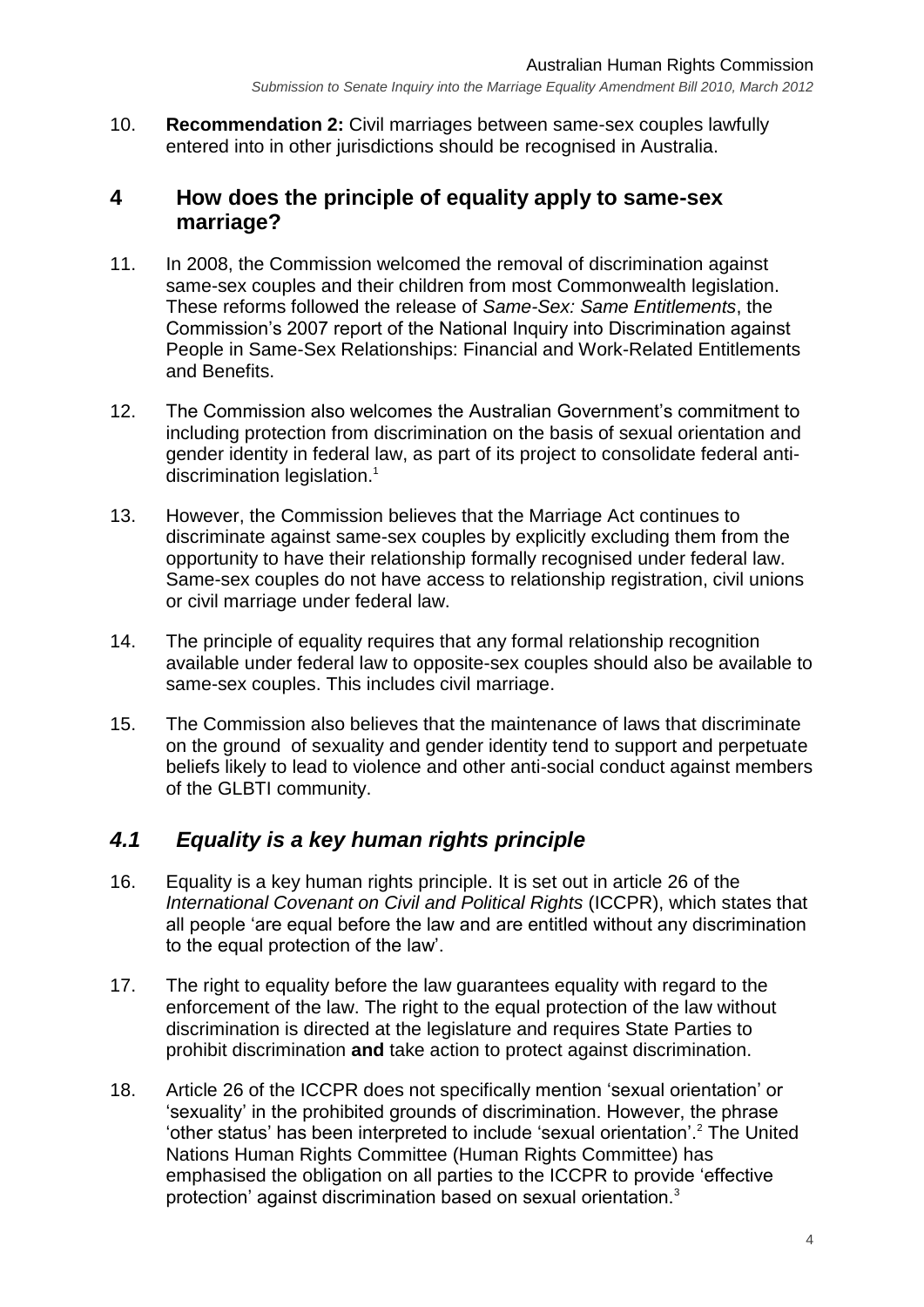10. **Recommendation 2:** Civil marriages between same-sex couples lawfully entered into in other jurisdictions should be recognised in Australia.

## 4 How does the principle of equality apply to same-sex marriage?

11. In 2008, the Commission welcomed the removal of discrimination against same-sex couples and their children from most Commonwealth legislation. These reforms followed the release of *Same-Sex: Same Entitlements*, the Commission's 2007 report of the National Inquiry into Discrimination against People in Same-Sex Relationships: Financial and Work-Related Entitlements and Benefits.

12. The Commission also welcomes the Australian Government's commitment to including protection from discrimination on the basis of sexual orientation and gender identity in federal law, as part of its project to consolidate federal anti-discrimination legislation.[1]

13. However, the Commission believes that the Marriage Act continues to discriminate against same-sex couples by explicitly excluding them from the opportunity to have their relationship formally recognised under federal law. Same-sex couples do not have access to relationship registration, civil unions or civil marriage under federal law.

14. The principle of equality requires that any formal relationship recognition available under federal law to opposite-sex couples should also be available to same-sex couples. This includes civil marriage.

15. The Commission also believes that the maintenance of laws that discriminate on the ground of sexuality and gender identity tend to support and perpetuate beliefs likely to lead to violence and other anti-social conduct against members of the GLBTI community.

### *4.1 Equality is a key human rights principle*

16. Equality is a key human rights principle. It is set out in article 26 of the *International Covenant on Civil and Political Rights* (ICCPR), which states that all people 'are equal before the law and are entitled without any discrimination to the equal protection of the law'.

17. The right to equality before the law guarantees equality with regard to the enforcement of the law. The right to the equal protection of the law without discrimination is directed at the legislature and requires State Parties to prohibit discrimination **and** take action to protect against discrimination.

18. Article 26 of the ICCPR does not specifically mention 'sexual orientation' or 'sexuality' in the prohibited grounds of discrimination. However, the phrase 'other status' has been interpreted to include 'sexual orientation'.[2] The United Nations Human Rights Committee (Human Rights Committee) has emphasised the obligation on all parties to the ICCPR to provide 'effective protection' against discrimination based on sexual orientation.[3]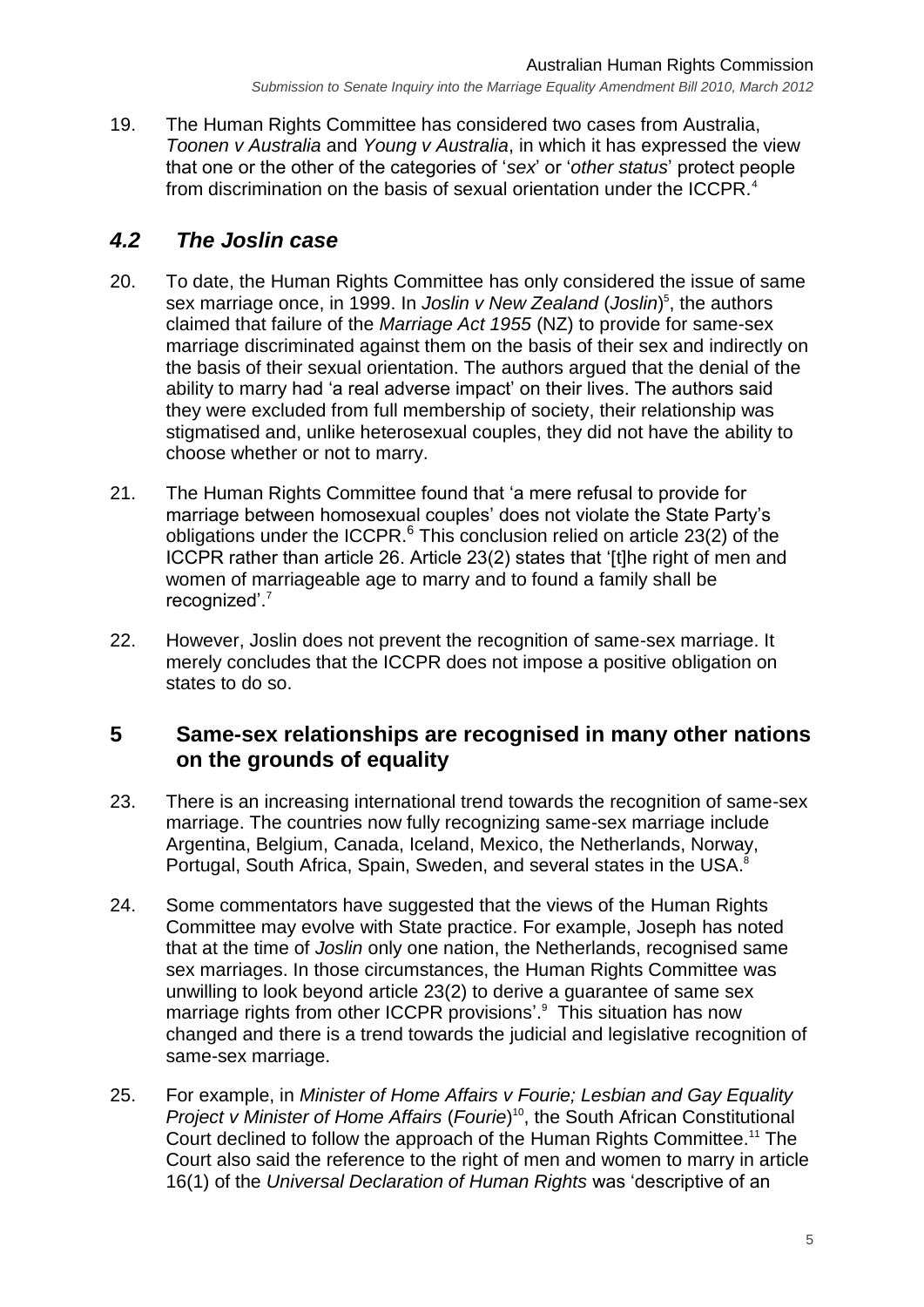19. The Human Rights Committee has considered two cases from Australia, *Toonen v Australia* and *Young v Australia*, in which it has expressed the view that one or the other of the categories of '*sex*' or '*other status*' protect people from discrimination on the basis of sexual orientation under the ICCPR.[4]

## *4.2 The Joslin case*

20. To date, the Human Rights Committee has only considered the issue of same sex marriage once, in 1999. In *Joslin v New Zealand* (*Joslin*)[5], the authors claimed that failure of the *Marriage Act 1955* (NZ) to provide for same-sex marriage discriminated against them on the basis of their sex and indirectly on the basis of their sexual orientation. The authors argued that the denial of the ability to marry had 'a real adverse impact' on their lives. The authors said they were excluded from full membership of society, their relationship was stigmatised and, unlike heterosexual couples, they did not have the ability to choose whether or not to marry.

21. The Human Rights Committee found that 'a mere refusal to provide for marriage between homosexual couples' does not violate the State Party's obligations under the ICCPR.[6] This conclusion relied on article 23(2) of the ICCPR rather than article 26. Article 23(2) states that '[t]he right of men and women of marriageable age to marry and to found a family shall be recognized'.[7]

22. However, Joslin does not prevent the recognition of same-sex marriage. It merely concludes that the ICCPR does not impose a positive obligation on states to do so.

# 5 Same-sex relationships are recognised in many other nations on the grounds of equality

23. There is an increasing international trend towards the recognition of same-sex marriage. The countries now fully recognizing same-sex marriage include Argentina, Belgium, Canada, Iceland, Mexico, the Netherlands, Norway, Portugal, South Africa, Spain, Sweden, and several states in the USA.[8]

24. Some commentators have suggested that the views of the Human Rights Committee may evolve with State practice. For example, Joseph has noted that at the time of *Joslin* only one nation, the Netherlands, recognised same sex marriages. In those circumstances, the Human Rights Committee was unwilling to look beyond article 23(2) to derive a guarantee of same sex marriage rights from other ICCPR provisions'.[9] This situation has now changed and there is a trend towards the judicial and legislative recognition of same-sex marriage.

25. For example, in *Minister of Home Affairs v Fourie; Lesbian and Gay Equality Project v Minister of Home Affairs* (*Fourie*)[10], the South African Constitutional Court declined to follow the approach of the Human Rights Committee.[11] The Court also said the reference to the right of men and women to marry in article 16(1) of the *Universal Declaration of Human Rights* was 'descriptive of an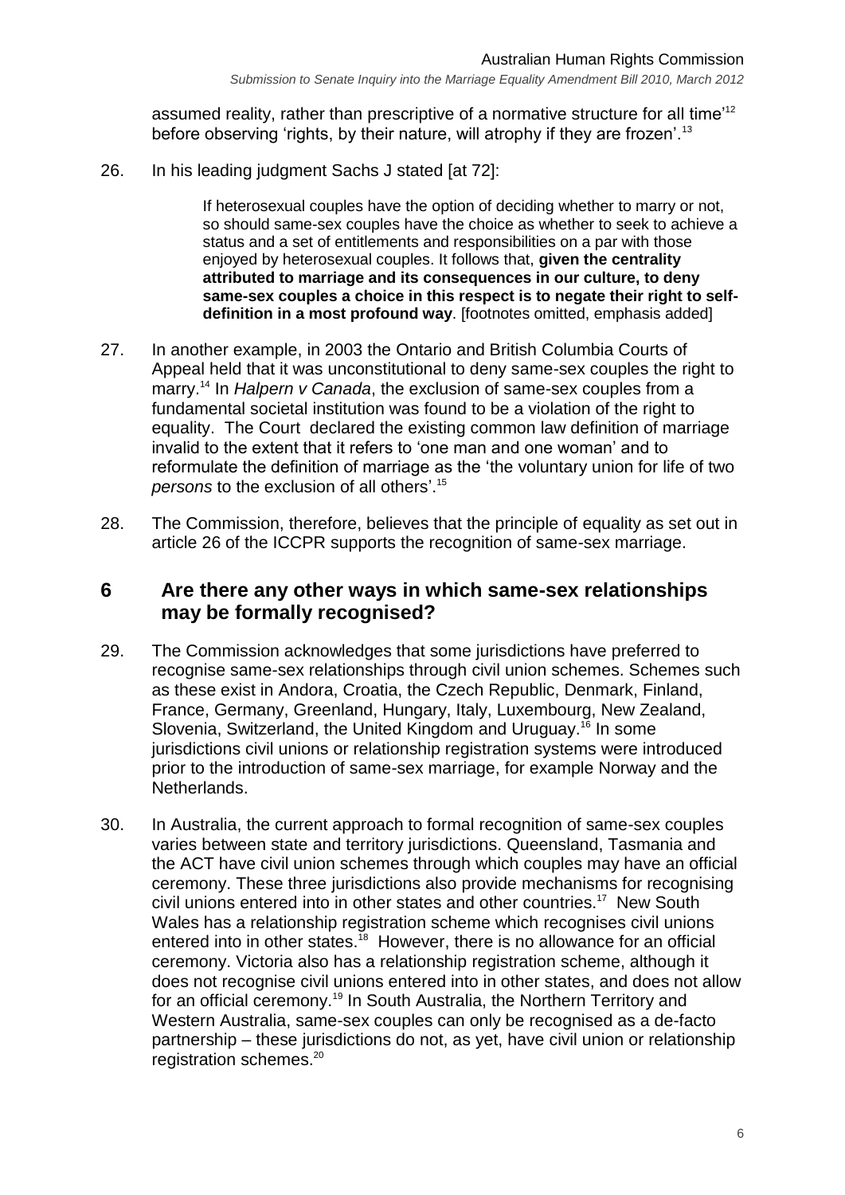assumed reality, rather than prescriptive of a normative structure for all time'[12] before observing 'rights, by their nature, will atrophy if they are frozen'.[13]

26. In his leading judgment Sachs J stated [at 72]:

> If heterosexual couples have the option of deciding whether to marry or not, so should same-sex couples have the choice as whether to seek to achieve a status and a set of entitlements and responsibilities on a par with those enjoyed by heterosexual couples. It follows that, **given the centrality attributed to marriage and its consequences in our culture, to deny same-sex couples a choice in this respect is to negate their right to self-definition in a most profound way**. [footnotes omitted, emphasis added]

27. In another example, in 2003 the Ontario and British Columbia Courts of Appeal held that it was unconstitutional to deny same-sex couples the right to marry.[14] In *Halpern v Canada*, the exclusion of same-sex couples from a fundamental societal institution was found to be a violation of the right to equality. The Court declared the existing common law definition of marriage invalid to the extent that it refers to 'one man and one woman' and to reformulate the definition of marriage as the 'the voluntary union for life of two *persons* to the exclusion of all others'.[15]

28. The Commission, therefore, believes that the principle of equality as set out in article 26 of the ICCPR supports the recognition of same-sex marriage.

## 6 Are there any other ways in which same-sex relationships may be formally recognised?

29. The Commission acknowledges that some jurisdictions have preferred to recognise same-sex relationships through civil union schemes. Schemes such as these exist in Andora, Croatia, the Czech Republic, Denmark, Finland, France, Germany, Greenland, Hungary, Italy, Luxembourg, New Zealand, Slovenia, Switzerland, the United Kingdom and Uruguay.[16] In some jurisdictions civil unions or relationship registration systems were introduced prior to the introduction of same-sex marriage, for example Norway and the Netherlands.

30. In Australia, the current approach to formal recognition of same-sex couples varies between state and territory jurisdictions. Queensland, Tasmania and the ACT have civil union schemes through which couples may have an official ceremony. These three jurisdictions also provide mechanisms for recognising civil unions entered into in other states and other countries.[17] New South Wales has a relationship registration scheme which recognises civil unions entered into in other states.[18] However, there is no allowance for an official ceremony. Victoria also has a relationship registration scheme, although it does not recognise civil unions entered into in other states, and does not allow for an official ceremony.[19] In South Australia, the Northern Territory and Western Australia, same-sex couples can only be recognised as a de-facto partnership – these jurisdictions do not, as yet, have civil union or relationship registration schemes.[20]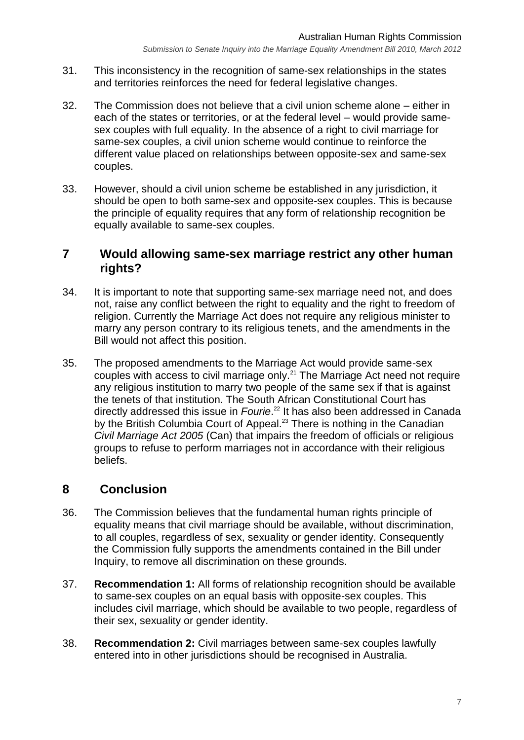31. This inconsistency in the recognition of same-sex relationships in the states and territories reinforces the need for federal legislative changes.

32. The Commission does not believe that a civil union scheme alone – either in each of the states or territories, or at the federal level – would provide same-sex couples with full equality. In the absence of a right to civil marriage for same-sex couples, a civil union scheme would continue to reinforce the different value placed on relationships between opposite-sex and same-sex couples.

33. However, should a civil union scheme be established in any jurisdiction, it should be open to both same-sex and opposite-sex couples. This is because the principle of equality requires that any form of relationship recognition be equally available to same-sex couples.

## 7 Would allowing same-sex marriage restrict any other human rights?

34. It is important to note that supporting same-sex marriage need not, and does not, raise any conflict between the right to equality and the right to freedom of religion. Currently the Marriage Act does not require any religious minister to marry any person contrary to its religious tenets, and the amendments in the Bill would not affect this position.

35. The proposed amendments to the Marriage Act would provide same-sex couples with access to civil marriage only.[21] The Marriage Act need not require any religious institution to marry two people of the same sex if that is against the tenets of that institution. The South African Constitutional Court has directly addressed this issue in *Fourie*.[22] It has also been addressed in Canada by the British Columbia Court of Appeal.[23] There is nothing in the Canadian *Civil Marriage Act 2005* (Can) that impairs the freedom of officials or religious groups to refuse to perform marriages not in accordance with their religious beliefs.

## 8 Conclusion

36. The Commission believes that the fundamental human rights principle of equality means that civil marriage should be available, without discrimination, to all couples, regardless of sex, sexuality or gender identity. Consequently the Commission fully supports the amendments contained in the Bill under Inquiry, to remove all discrimination on these grounds.

37. **Recommendation 1:** All forms of relationship recognition should be available to same-sex couples on an equal basis with opposite-sex couples. This includes civil marriage, which should be available to two people, regardless of their sex, sexuality or gender identity.

38. **Recommendation 2:** Civil marriages between same-sex couples lawfully entered into in other jurisdictions should be recognised in Australia.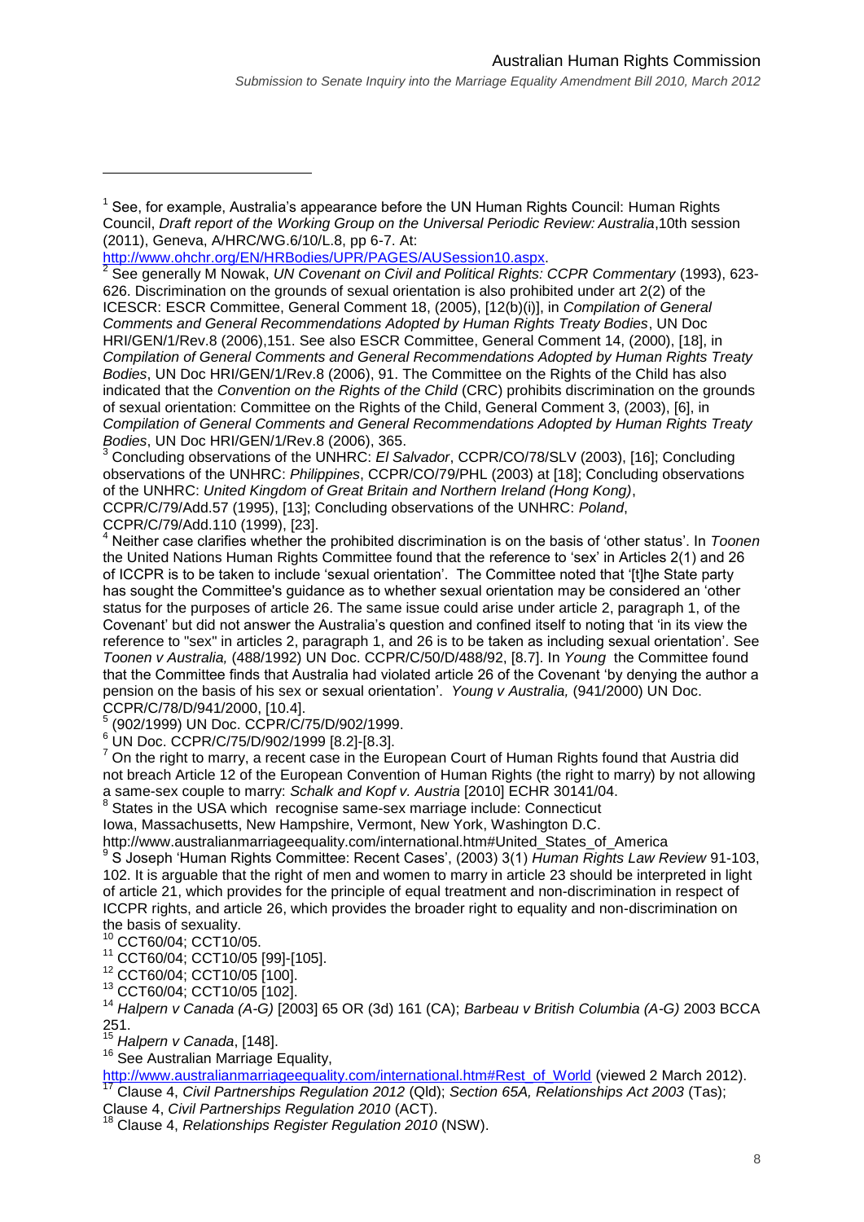[1] See, for example, Australia's appearance before the UN Human Rights Council: Human Rights Council, *Draft report of the Working Group on the Universal Periodic Review: Australia*,10th session (2011), Geneva, A/HRC/WG.6/10/L.8, pp 6-7. At: http://www.ohchr.org/EN/HRBodies/UPR/PAGES/AUSession10.aspx.

[2] See generally M Nowak, *UN Covenant on Civil and Political Rights: CCPR Commentary* (1993), 623-626. Discrimination on the grounds of sexual orientation is also prohibited under art 2(2) of the ICESCR: ESCR Committee, General Comment 18, (2005), [12(b)(i)], in *Compilation of General Comments and General Recommendations Adopted by Human Rights Treaty Bodies*, UN Doc HRI/GEN/1/Rev.8 (2006),151. See also ESCR Committee, General Comment 14, (2000), [18], in *Compilation of General Comments and General Recommendations Adopted by Human Rights Treaty Bodies*, UN Doc HRI/GEN/1/Rev.8 (2006), 91. The Committee on the Rights of the Child has also indicated that the *Convention on the Rights of the Child* (CRC) prohibits discrimination on the grounds of sexual orientation: Committee on the Rights of the Child, General Comment 3, (2003), [6], in *Compilation of General Comments and General Recommendations Adopted by Human Rights Treaty Bodies*, UN Doc HRI/GEN/1/Rev.8 (2006), 365.

[3] Concluding observations of the UNHRC: *El Salvador*, CCPR/CO/78/SLV (2003), [16]; Concluding observations of the UNHRC: *Philippines*, CCPR/CO/79/PHL (2003) at [18]; Concluding observations of the UNHRC: *United Kingdom of Great Britain and Northern Ireland (Hong Kong)*, CCPR/C/79/Add.57 (1995), [13]; Concluding observations of the UNHRC: *Poland*, CCPR/C/79/Add.110 (1999), [23].

[4] Neither case clarifies whether the prohibited discrimination is on the basis of 'other status'. In *Toonen* the United Nations Human Rights Committee found that the reference to 'sex' in Articles 2(1) and 26 of ICCPR is to be taken to include 'sexual orientation'. The Committee noted that '[t]he State party has sought the Committee's guidance as to whether sexual orientation may be considered an 'other status for the purposes of article 26. The same issue could arise under article 2, paragraph 1, of the Covenant' but did not answer the Australia's question and confined itself to noting that 'in its view the reference to "sex" in articles 2, paragraph 1, and 26 is to be taken as including sexual orientation'. See *Toonen v Australia,* (488/1992) UN Doc. CCPR/C/50/D/488/92, [8.7]. In *Young* the Committee found that the Committee finds that Australia had violated article 26 of the Covenant 'by denying the author a pension on the basis of his sex or sexual orientation'. *Young v Australia,* (941/2000) UN Doc. CCPR/C/78/D/941/2000, [10.4].

[5] (902/1999) UN Doc. CCPR/C/75/D/902/1999.

[6] UN Doc. CCPR/C/75/D/902/1999 [8.2]-[8.3].

[7] On the right to marry, a recent case in the European Court of Human Rights found that Austria did not breach Article 12 of the European Convention of Human Rights (the right to marry) by not allowing a same-sex couple to marry: *Schalk and Kopf v. Austria* [2010] ECHR 30141/04.

[8] States in the USA which recognise same-sex marriage include: Connecticut Iowa, Massachusetts, New Hampshire, Vermont, New York, Washington D.C. http://www.australianmarriageequality.com/international.htm#United_States_of_America

[9] S Joseph 'Human Rights Committee: Recent Cases', (2003) 3(1) *Human Rights Law Review* 91-103, 102. It is arguable that the right of men and women to marry in article 23 should be interpreted in light of article 21, which provides for the principle of equal treatment and non-discrimination in respect of ICCPR rights, and article 26, which provides the broader right to equality and non-discrimination on the basis of sexuality.

[10] CCT60/04; CCT10/05.

[11] CCT60/04; CCT10/05 [99]-[105].

[12] CCT60/04; CCT10/05 [100].

[13] CCT60/04; CCT10/05 [102].

[14] *Halpern v Canada (A-G)* [2003] 65 OR (3d) 161 (CA); *Barbeau v British Columbia (A-G)* 2003 BCCA 251.

[15] *Halpern v Canada*, [148].

[16] See Australian Marriage Equality, http://www.australianmarriageequality.com/international.htm#Rest_of_World (viewed 2 March 2012).

[17] Clause 4, *Civil Partnerships Regulation 2012* (Qld); *Section 65A, Relationships Act 2003* (Tas); Clause 4, *Civil Partnerships Regulation 2010* (ACT).

[18] Clause 4, *Relationships Register Regulation 2010* (NSW).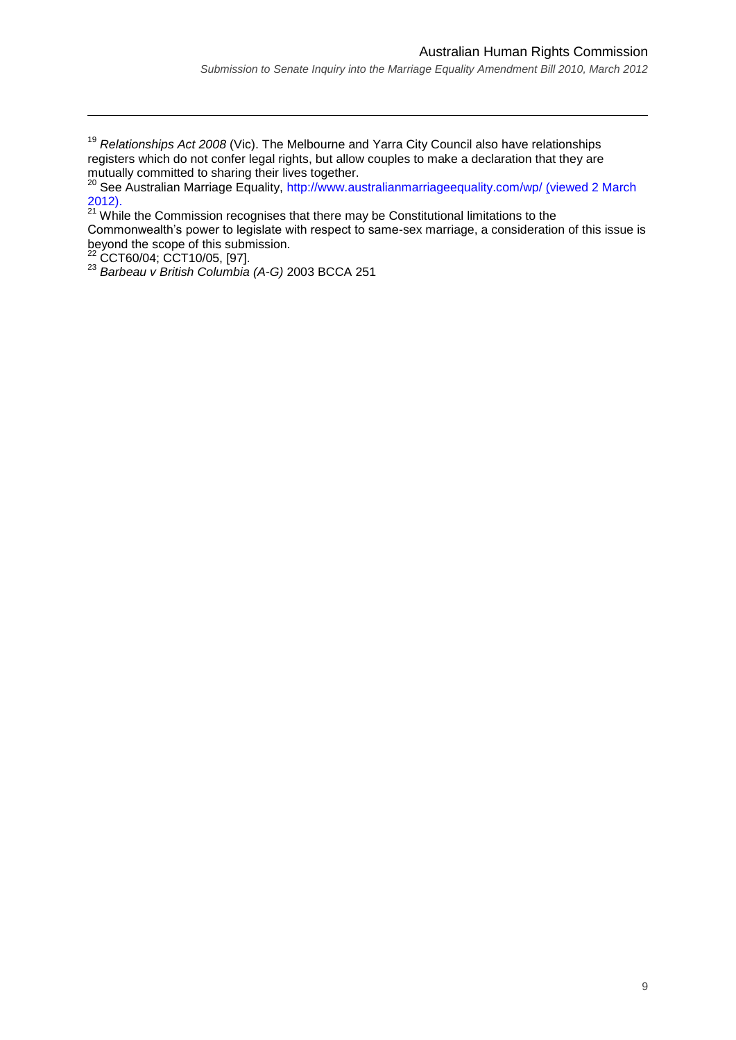[19] *Relationships Act 2008* (Vic). The Melbourne and Yarra City Council also have relationships registers which do not confer legal rights, but allow couples to make a declaration that they are mutually committed to sharing their lives together.

[20] See Australian Marriage Equality, http://www.australianmarriageequality.com/wp/ (viewed 2 March 2012).

[21] While the Commission recognises that there may be Constitutional limitations to the Commonwealth's power to legislate with respect to same-sex marriage, a consideration of this issue is beyond the scope of this submission.

[22] CCT60/04; CCT10/05, [97].

[23] *Barbeau v British Columbia (A-G)* 2003 BCCA 251